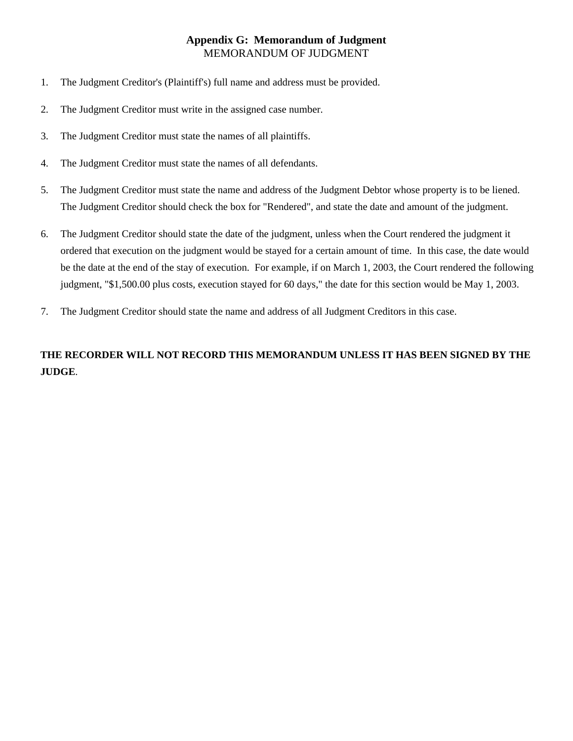# Appendix G: Memorandum of Judgment

MEMORANDUM OF JUDGMENT

1. The Judgment Creditor's (Plaintiff's) full name and address must be provided.

2. The Judgment Creditor must write in the assigned case number.

3. The Judgment Creditor must state the names of all plaintiffs.

4. The Judgment Creditor must state the names of all defendants.

5. The Judgment Creditor must state the name and address of the Judgment Debtor whose property is to be liened. The Judgment Creditor should check the box for "Rendered", and state the date and amount of the judgment.

6. The Judgment Creditor should state the date of the judgment, unless when the Court rendered the judgment it ordered that execution on the judgment would be stayed for a certain amount of time. In this case, the date would be the date at the end of the stay of execution. For example, if on March 1, 2003, the Court rendered the following judgment, "$1,500.00 plus costs, execution stayed for 60 days," the date for this section would be May 1, 2003.

7. The Judgment Creditor should state the name and address of all Judgment Creditors in this case.

**THE RECORDER WILL NOT RECORD THIS MEMORANDUM UNLESS IT HAS BEEN SIGNED BY THE JUDGE**.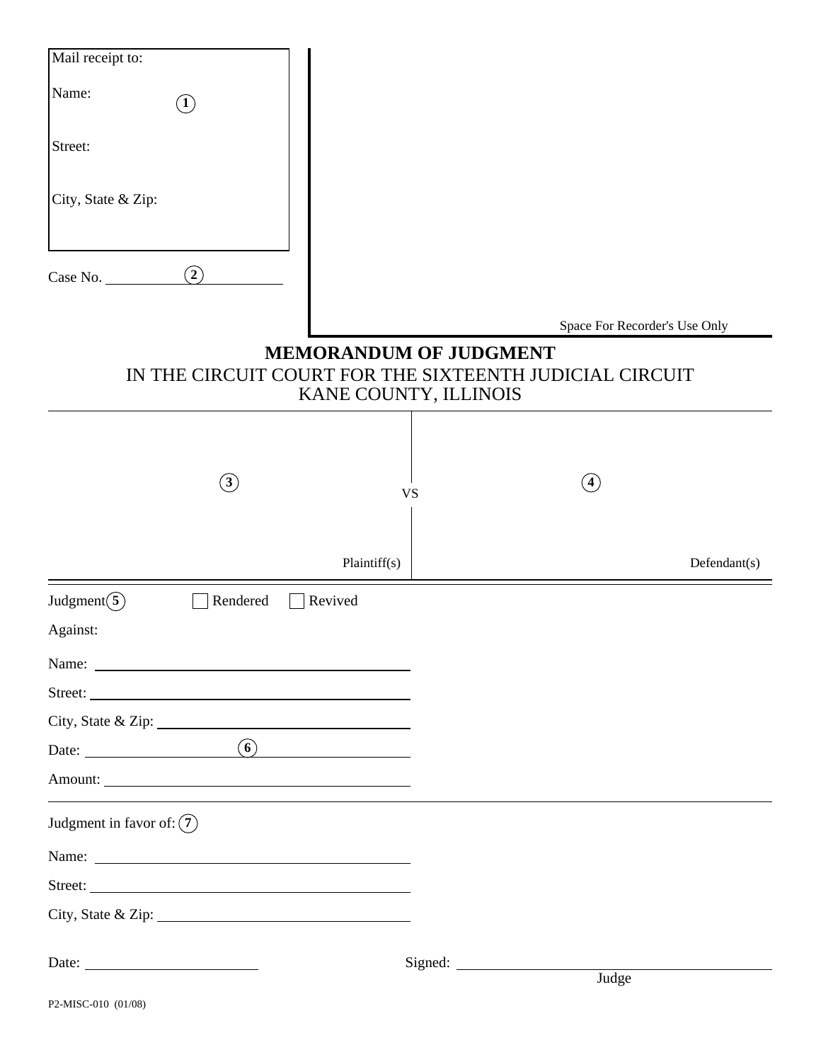Mail receipt to:

Name: (1)

Street:

City, State & Zip:

Case No. ______ (2) ______

Space For Recorder's Use Only

# MEMORANDUM OF JUDGMENT

## IN THE CIRCUIT COURT FOR THE SIXTEENTH JUDICIAL CIRCUIT
## KANE COUNTY, ILLINOIS

| | | |
|---|---|---|
| (3) Plaintiff(s) | VS | (4) Defendant(s) |

Judgment (5) ☐ Rendered ☐ Revived

Against:

Name: ______

Street: ______

City, State & Zip: ______

Date: ______ (6) ______

Amount: ______

Judgment in favor of: (7)

Name: ______

Street: ______

City, State & Zip: ______

Date: ______ Signed: ______
Judge

P2-MISC-010 (01/08)